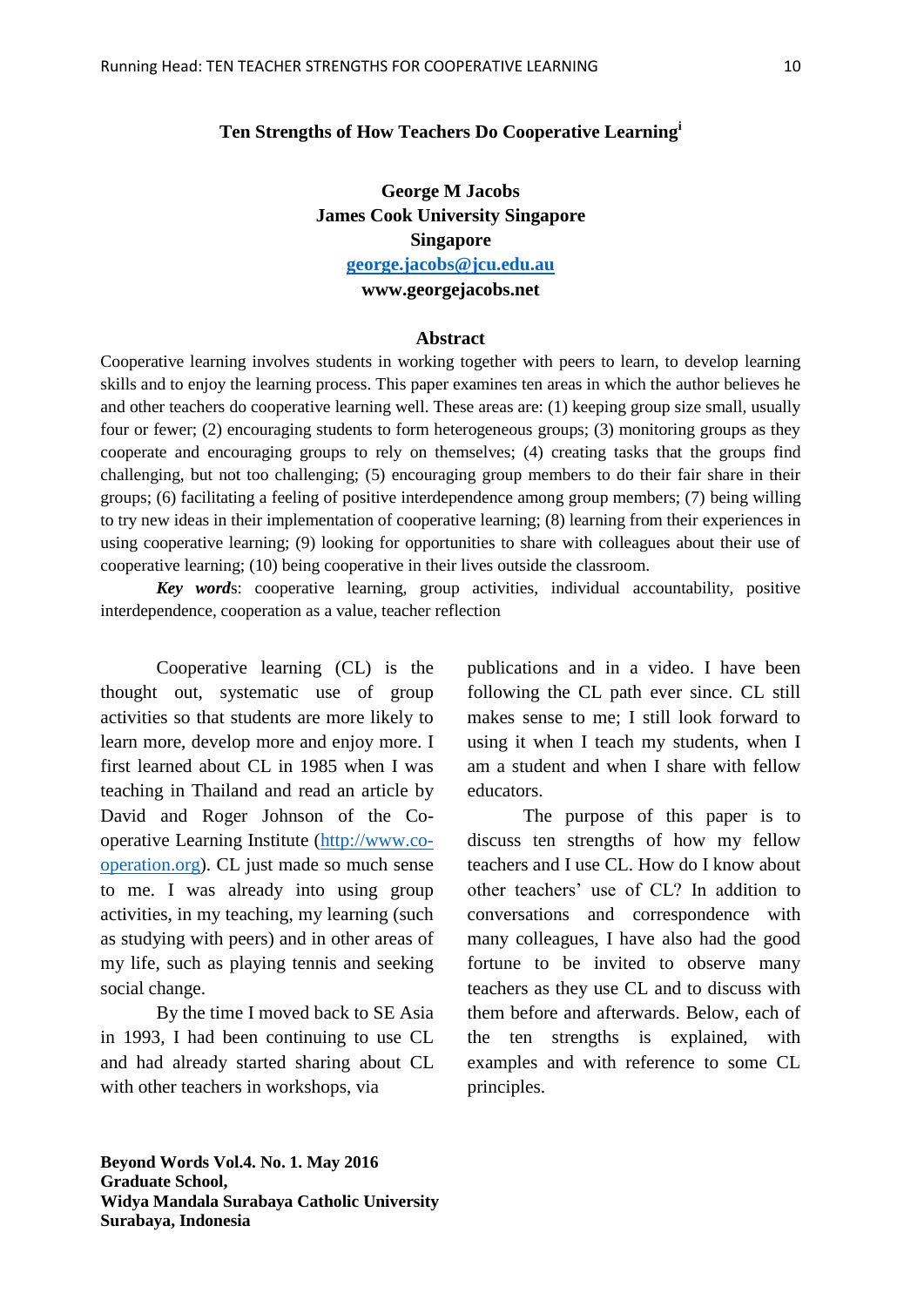# Ten Strengths of How Teachers Do Cooperative Learning[i]

**George M Jacobs**
**James Cook University Singapore**
**Singapore**
**george.jacobs@jcu.edu.au**
**www.georgejacobs.net**

## Abstract

Cooperative learning involves students in working together with peers to learn, to develop learning skills and to enjoy the learning process. This paper examines ten areas in which the author believes he and other teachers do cooperative learning well. These areas are: (1) keeping group size small, usually four or fewer; (2) encouraging students to form heterogeneous groups; (3) monitoring groups as they cooperate and encouraging groups to rely on themselves; (4) creating tasks that the groups find challenging, but not too challenging; (5) encouraging group members to do their fair share in their groups; (6) facilitating a feeling of positive interdependence among group members; (7) being willing to try new ideas in their implementation of cooperative learning; (8) learning from their experiences in using cooperative learning; (9) looking for opportunities to share with colleagues about their use of cooperative learning; (10) being cooperative in their lives outside the classroom.

***Key words***: cooperative learning, group activities, individual accountability, positive interdependence, cooperation as a value, teacher reflection

Cooperative learning (CL) is the thought out, systematic use of group activities so that students are more likely to learn more, develop more and enjoy more. I first learned about CL in 1985 when I was teaching in Thailand and read an article by David and Roger Johnson of the Co-operative Learning Institute (http://www.co-operation.org). CL just made so much sense to me. I was already into using group activities, in my teaching, my learning (such as studying with peers) and in other areas of my life, such as playing tennis and seeking social change.

By the time I moved back to SE Asia in 1993, I had been continuing to use CL and had already started sharing about CL with other teachers in workshops, via publications and in a video. I have been following the CL path ever since. CL still makes sense to me; I still look forward to using it when I teach my students, when I am a student and when I share with fellow educators.

The purpose of this paper is to discuss ten strengths of how my fellow teachers and I use CL. How do I know about other teachers' use of CL? In addition to conversations and correspondence with many colleagues, I have also had the good fortune to be invited to observe many teachers as they use CL and to discuss with them before and afterwards. Below, each of the ten strengths is explained, with examples and with reference to some CL principles.

**Beyond Words Vol.4. No. 1. May 2016**
**Graduate School,**
**Widya Mandala Surabaya Catholic University**
**Surabaya, Indonesia**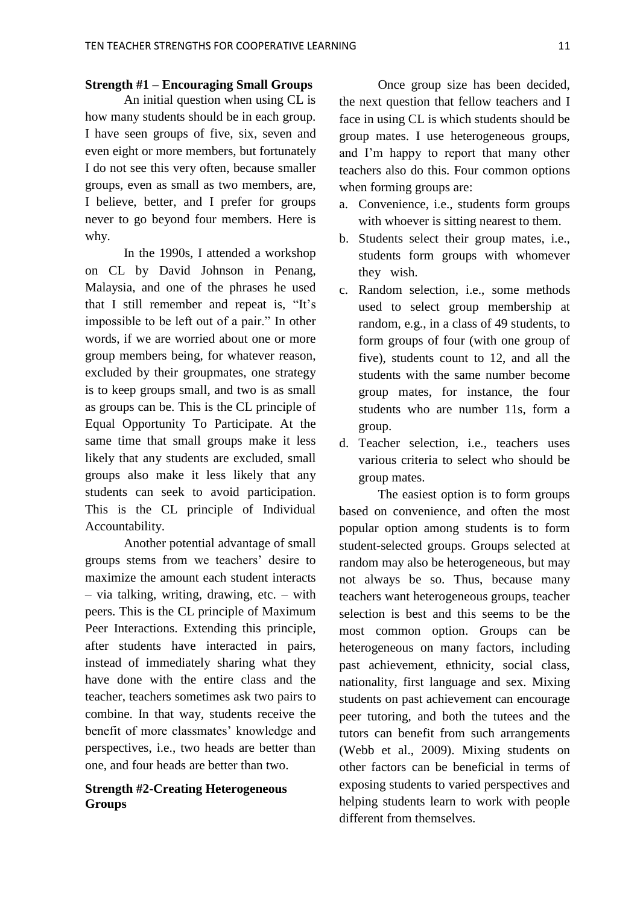## Strength #1 – Encouraging Small Groups

An initial question when using CL is how many students should be in each group. I have seen groups of five, six, seven and even eight or more members, but fortunately I do not see this very often, because smaller groups, even as small as two members, are, I believe, better, and I prefer for groups never to go beyond four members. Here is why.

In the 1990s, I attended a workshop on CL by David Johnson in Penang, Malaysia, and one of the phrases he used that I still remember and repeat is, "It's impossible to be left out of a pair." In other words, if we are worried about one or more group members being, for whatever reason, excluded by their groupmates, one strategy is to keep groups small, and two is as small as groups can be. This is the CL principle of Equal Opportunity To Participate. At the same time that small groups make it less likely that any students are excluded, small groups also make it less likely that any students can seek to avoid participation. This is the CL principle of Individual Accountability.

Another potential advantage of small groups stems from we teachers' desire to maximize the amount each student interacts – via talking, writing, drawing, etc. – with peers. This is the CL principle of Maximum Peer Interactions. Extending this principle, after students have interacted in pairs, instead of immediately sharing what they have done with the entire class and the teacher, teachers sometimes ask two pairs to combine. In that way, students receive the benefit of more classmates' knowledge and perspectives, i.e., two heads are better than one, and four heads are better than two.

## Strength #2-Creating Heterogeneous Groups

Once group size has been decided, the next question that fellow teachers and I face in using CL is which students should be group mates. I use heterogeneous groups, and I'm happy to report that many other teachers also do this. Four common options when forming groups are:

a. Convenience, i.e., students form groups with whoever is sitting nearest to them.
b. Students select their group mates, i.e., students form groups with whomever they wish.
c. Random selection, i.e., some methods used to select group membership at random, e.g., in a class of 49 students, to form groups of four (with one group of five), students count to 12, and all the students with the same number become group mates, for instance, the four students who are number 11s, form a group.
d. Teacher selection, i.e., teachers uses various criteria to select who should be group mates.

The easiest option is to form groups based on convenience, and often the most popular option among students is to form student-selected groups. Groups selected at random may also be heterogeneous, but may not always be so. Thus, because many teachers want heterogeneous groups, teacher selection is best and this seems to be the most common option. Groups can be heterogeneous on many factors, including past achievement, ethnicity, social class, nationality, first language and sex. Mixing students on past achievement can encourage peer tutoring, and both the tutees and the tutors can benefit from such arrangements (Webb et al., 2009). Mixing students on other factors can be beneficial in terms of exposing students to varied perspectives and helping students learn to work with people different from themselves.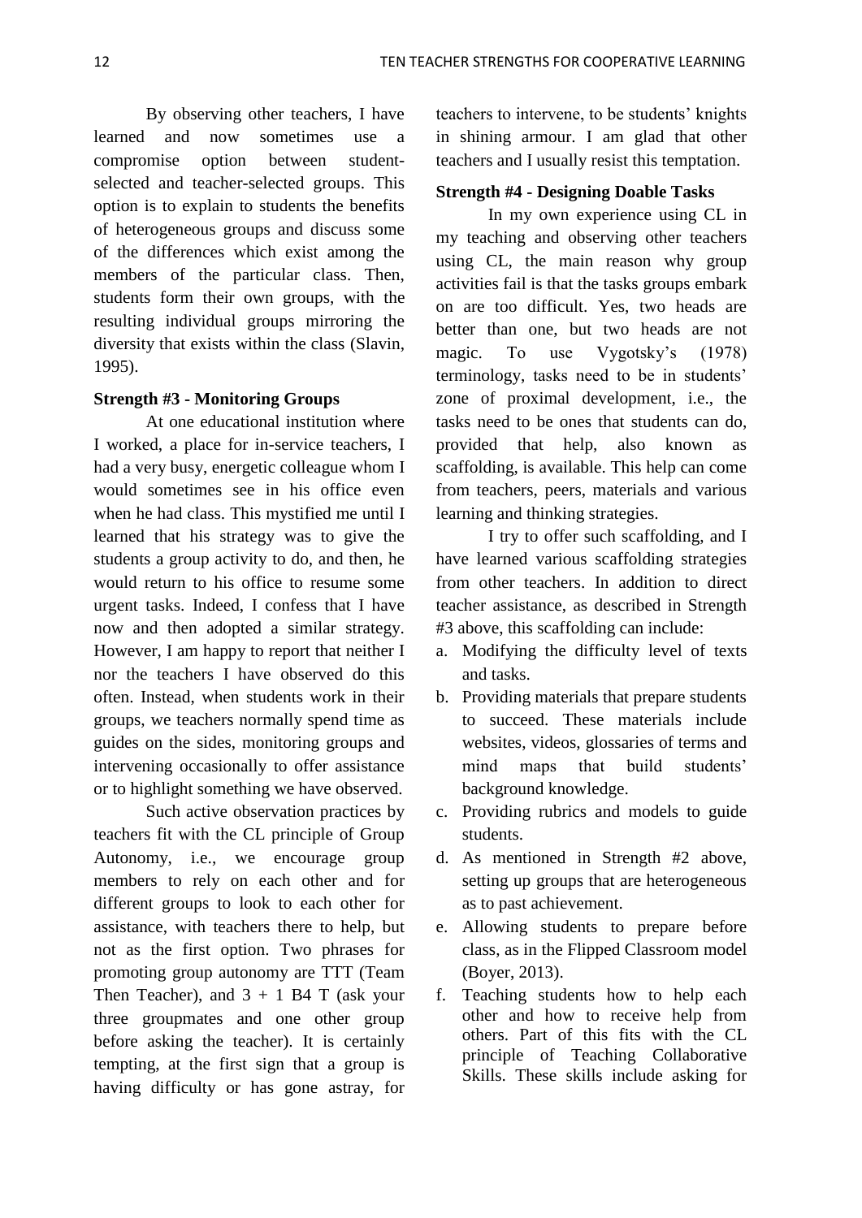By observing other teachers, I have learned and now sometimes use a compromise option between student-selected and teacher-selected groups. This option is to explain to students the benefits of heterogeneous groups and discuss some of the differences which exist among the members of the particular class. Then, students form their own groups, with the resulting individual groups mirroring the diversity that exists within the class (Slavin, 1995).

**Strength #3 - Monitoring Groups**

At one educational institution where I worked, a place for in-service teachers, I had a very busy, energetic colleague whom I would sometimes see in his office even when he had class. This mystified me until I learned that his strategy was to give the students a group activity to do, and then, he would return to his office to resume some urgent tasks. Indeed, I confess that I have now and then adopted a similar strategy. However, I am happy to report that neither I nor the teachers I have observed do this often. Instead, when students work in their groups, we teachers normally spend time as guides on the sides, monitoring groups and intervening occasionally to offer assistance or to highlight something we have observed.

Such active observation practices by teachers fit with the CL principle of Group Autonomy, i.e., we encourage group members to rely on each other and for different groups to look to each other for assistance, with teachers there to help, but not as the first option. Two phrases for promoting group autonomy are TTT (Team Then Teacher), and 3 + 1 B4 T (ask your three groupmates and one other group before asking the teacher). It is certainly tempting, at the first sign that a group is having difficulty or has gone astray, for teachers to intervene, to be students' knights in shining armour. I am glad that other teachers and I usually resist this temptation.

**Strength #4 - Designing Doable Tasks**

In my own experience using CL in my teaching and observing other teachers using CL, the main reason why group activities fail is that the tasks groups embark on are too difficult. Yes, two heads are better than one, but two heads are not magic. To use Vygotsky's (1978) terminology, tasks need to be in students' zone of proximal development, i.e., the tasks need to be ones that students can do, provided that help, also known as scaffolding, is available. This help can come from teachers, peers, materials and various learning and thinking strategies.

I try to offer such scaffolding, and I have learned various scaffolding strategies from other teachers. In addition to direct teacher assistance, as described in Strength #3 above, this scaffolding can include:

a. Modifying the difficulty level of texts and tasks.
b. Providing materials that prepare students to succeed. These materials include websites, videos, glossaries of terms and mind maps that build students' background knowledge.
c. Providing rubrics and models to guide students.
d. As mentioned in Strength #2 above, setting up groups that are heterogeneous as to past achievement.
e. Allowing students to prepare before class, as in the Flipped Classroom model (Boyer, 2013).
f. Teaching students how to help each other and how to receive help from others. Part of this fits with the CL principle of Teaching Collaborative Skills. These skills include asking for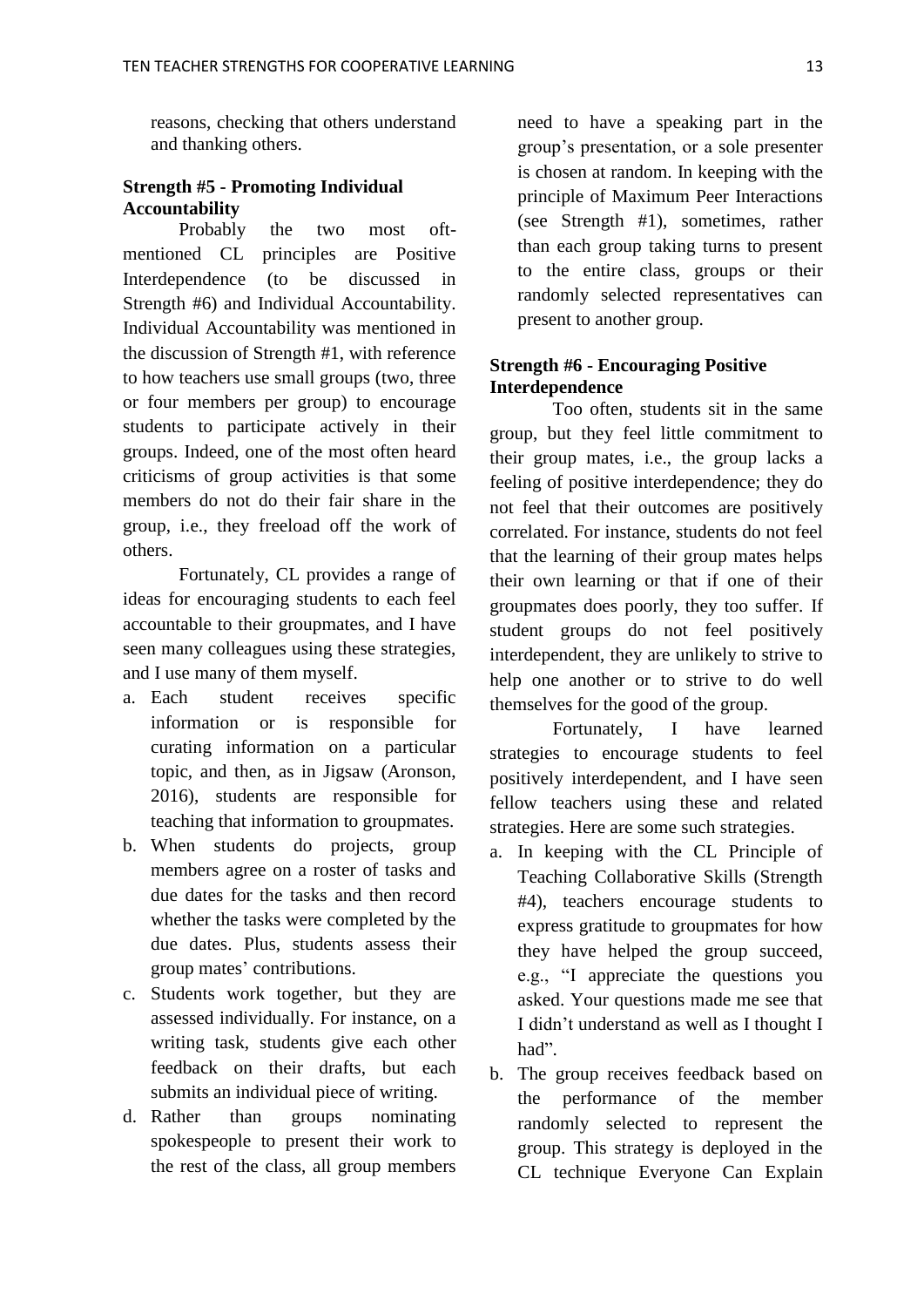reasons, checking that others understand and thanking others.

### Strength #5 - Promoting Individual Accountability

Probably the two most oft-mentioned CL principles are Positive Interdependence (to be discussed in Strength #6) and Individual Accountability. Individual Accountability was mentioned in the discussion of Strength #1, with reference to how teachers use small groups (two, three or four members per group) to encourage students to participate actively in their groups. Indeed, one of the most often heard criticisms of group activities is that some members do not do their fair share in the group, i.e., they freeload off the work of others.

Fortunately, CL provides a range of ideas for encouraging students to each feel accountable to their groupmates, and I have seen many colleagues using these strategies, and I use many of them myself.

a. Each student receives specific information or is responsible for curating information on a particular topic, and then, as in Jigsaw (Aronson, 2016), students are responsible for teaching that information to groupmates.
b. When students do projects, group members agree on a roster of tasks and due dates for the tasks and then record whether the tasks were completed by the due dates. Plus, students assess their group mates' contributions.
c. Students work together, but they are assessed individually. For instance, on a writing task, students give each other feedback on their drafts, but each submits an individual piece of writing.
d. Rather than groups nominating spokespeople to present their work to the rest of the class, all group members need to have a speaking part in the group's presentation, or a sole presenter is chosen at random. In keeping with the principle of Maximum Peer Interactions (see Strength #1), sometimes, rather than each group taking turns to present to the entire class, groups or their randomly selected representatives can present to another group.

### Strength #6 - Encouraging Positive Interdependence

Too often, students sit in the same group, but they feel little commitment to their group mates, i.e., the group lacks a feeling of positive interdependence; they do not feel that their outcomes are positively correlated. For instance, students do not feel that the learning of their group mates helps their own learning or that if one of their groupmates does poorly, they too suffer. If student groups do not feel positively interdependent, they are unlikely to strive to help one another or to strive to do well themselves for the good of the group.

Fortunately, I have learned strategies to encourage students to feel positively interdependent, and I have seen fellow teachers using these and related strategies. Here are some such strategies.

a. In keeping with the CL Principle of Teaching Collaborative Skills (Strength #4), teachers encourage students to express gratitude to groupmates for how they have helped the group succeed, e.g., "I appreciate the questions you asked. Your questions made me see that I didn't understand as well as I thought I had".
b. The group receives feedback based on the performance of the member randomly selected to represent the group. This strategy is deployed in the CL technique Everyone Can Explain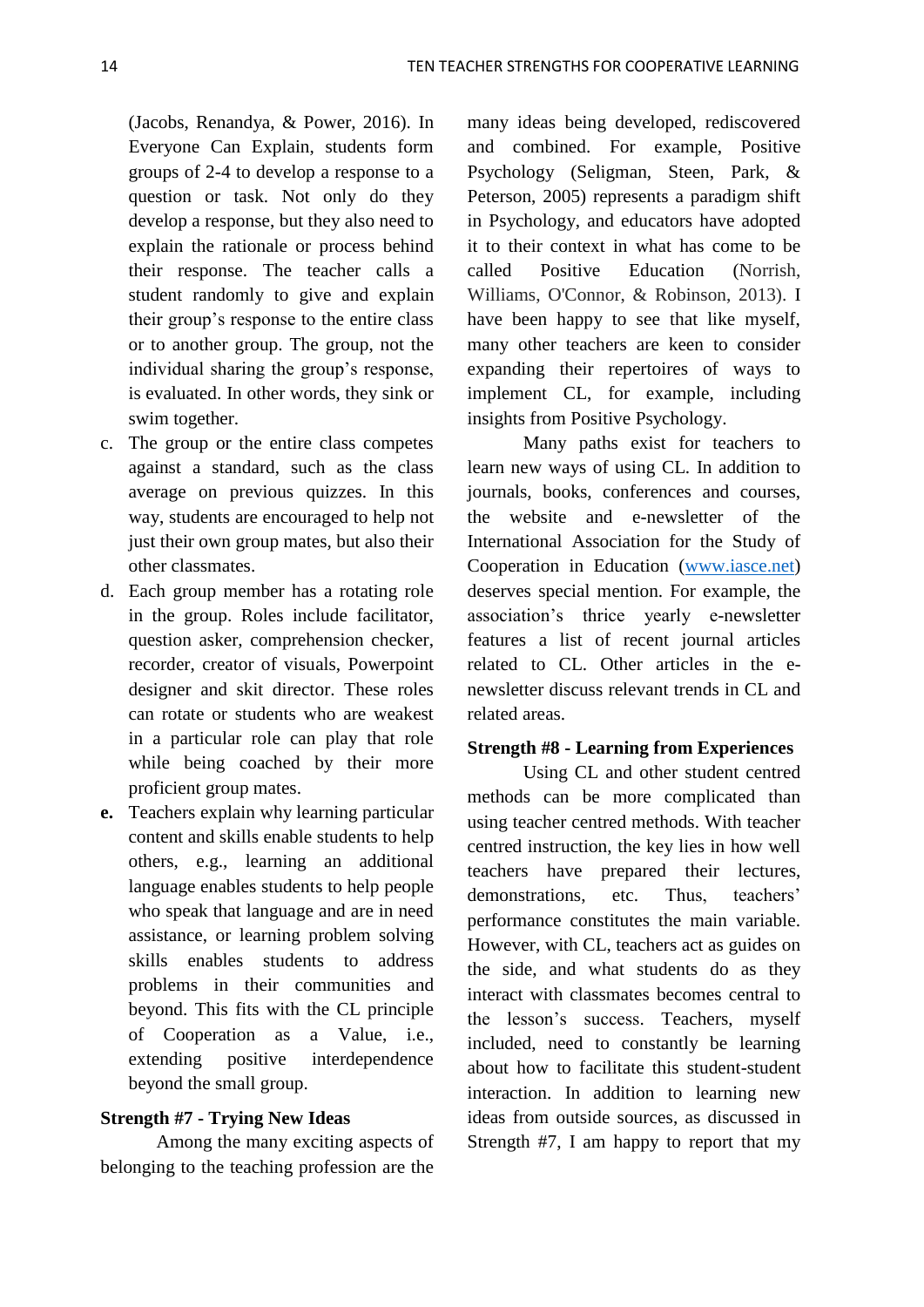(Jacobs, Renandya, & Power, 2016). In Everyone Can Explain, students form groups of 2-4 to develop a response to a question or task. Not only do they develop a response, but they also need to explain the rationale or process behind their response. The teacher calls a student randomly to give and explain their group's response to the entire class or to another group. The group, not the individual sharing the group's response, is evaluated. In other words, they sink or swim together.

c. The group or the entire class competes against a standard, such as the class average on previous quizzes. In this way, students are encouraged to help not just their own group mates, but also their other classmates.
d. Each group member has a rotating role in the group. Roles include facilitator, question asker, comprehension checker, recorder, creator of visuals, Powerpoint designer and skit director. These roles can rotate or students who are weakest in a particular role can play that role while being coached by their more proficient group mates.
e. Teachers explain why learning particular content and skills enable students to help others, e.g., learning an additional language enables students to help people who speak that language and are in need assistance, or learning problem solving skills enables students to address problems in their communities and beyond. This fits with the CL principle of Cooperation as a Value, i.e., extending positive interdependence beyond the small group.

**Strength #7 - Trying New Ideas**

Among the many exciting aspects of belonging to the teaching profession are the many ideas being developed, rediscovered and combined. For example, Positive Psychology (Seligman, Steen, Park, & Peterson, 2005) represents a paradigm shift in Psychology, and educators have adopted it to their context in what has come to be called Positive Education (Norrish, Williams, O'Connor, & Robinson, 2013). I have been happy to see that like myself, many other teachers are keen to consider expanding their repertoires of ways to implement CL, for example, including insights from Positive Psychology.

Many paths exist for teachers to learn new ways of using CL. In addition to journals, books, conferences and courses, the website and e-newsletter of the International Association for the Study of Cooperation in Education (www.iasce.net) deserves special mention. For example, the association's thrice yearly e-newsletter features a list of recent journal articles related to CL. Other articles in the e-newsletter discuss relevant trends in CL and related areas.

**Strength #8 - Learning from Experiences**

Using CL and other student centred methods can be more complicated than using teacher centred methods. With teacher centred instruction, the key lies in how well teachers have prepared their lectures, demonstrations, etc. Thus, teachers' performance constitutes the main variable. However, with CL, teachers act as guides on the side, and what students do as they interact with classmates becomes central to the lesson's success. Teachers, myself included, need to constantly be learning about how to facilitate this student-student interaction. In addition to learning new ideas from outside sources, as discussed in Strength #7, I am happy to report that my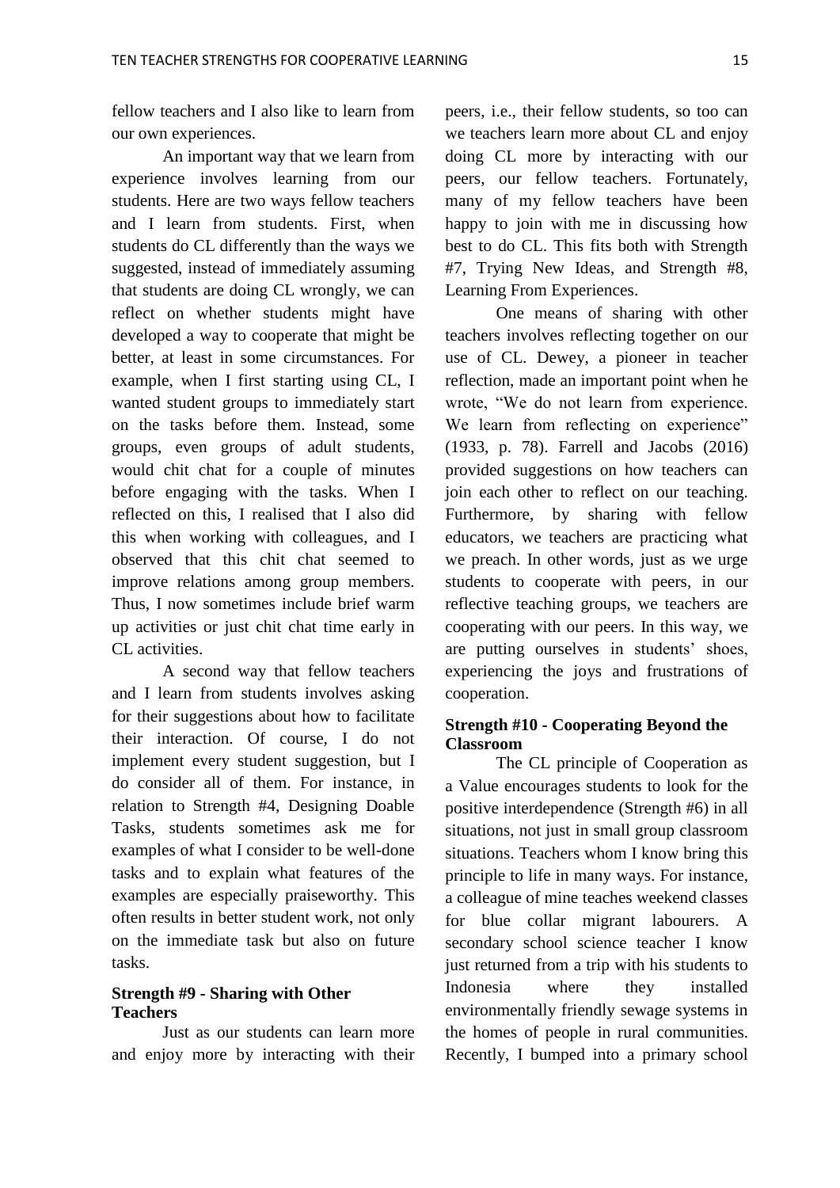fellow teachers and I also like to learn from our own experiences.

An important way that we learn from experience involves learning from our students. Here are two ways fellow teachers and I learn from students. First, when students do CL differently than the ways we suggested, instead of immediately assuming that students are doing CL wrongly, we can reflect on whether students might have developed a way to cooperate that might be better, at least in some circumstances. For example, when I first starting using CL, I wanted student groups to immediately start on the tasks before them. Instead, some groups, even groups of adult students, would chit chat for a couple of minutes before engaging with the tasks. When I reflected on this, I realised that I also did this when working with colleagues, and I observed that this chit chat seemed to improve relations among group members. Thus, I now sometimes include brief warm up activities or just chit chat time early in CL activities.

A second way that fellow teachers and I learn from students involves asking for their suggestions about how to facilitate their interaction. Of course, I do not implement every student suggestion, but I do consider all of them. For instance, in relation to Strength #4, Designing Doable Tasks, students sometimes ask me for examples of what I consider to be well-done tasks and to explain what features of the examples are especially praiseworthy. This often results in better student work, not only on the immediate task but also on future tasks.

### Strength #9 - Sharing with Other Teachers

Just as our students can learn more and enjoy more by interacting with their peers, i.e., their fellow students, so too can we teachers learn more about CL and enjoy doing CL more by interacting with our peers, our fellow teachers. Fortunately, many of my fellow teachers have been happy to join with me in discussing how best to do CL. This fits both with Strength #7, Trying New Ideas, and Strength #8, Learning From Experiences.

One means of sharing with other teachers involves reflecting together on our use of CL. Dewey, a pioneer in teacher reflection, made an important point when he wrote, "We do not learn from experience. We learn from reflecting on experience" (1933, p. 78). Farrell and Jacobs (2016) provided suggestions on how teachers can join each other to reflect on our teaching. Furthermore, by sharing with fellow educators, we teachers are practicing what we preach. In other words, just as we urge students to cooperate with peers, in our reflective teaching groups, we teachers are cooperating with our peers. In this way, we are putting ourselves in students' shoes, experiencing the joys and frustrations of cooperation.

### Strength #10 - Cooperating Beyond the Classroom

The CL principle of Cooperation as a Value encourages students to look for the positive interdependence (Strength #6) in all situations, not just in small group classroom situations. Teachers whom I know bring this principle to life in many ways. For instance, a colleague of mine teaches weekend classes for blue collar migrant labourers. A secondary school science teacher I know just returned from a trip with his students to Indonesia where they installed environmentally friendly sewage systems in the homes of people in rural communities. Recently, I bumped into a primary school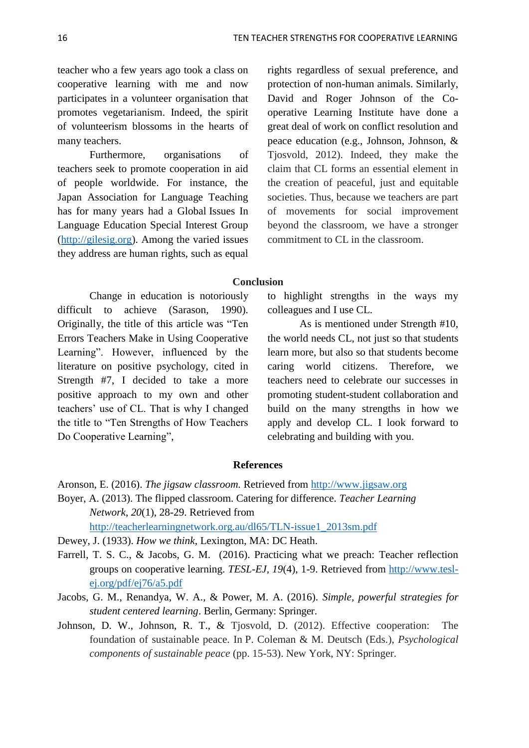teacher who a few years ago took a class on cooperative learning with me and now participates in a volunteer organisation that promotes vegetarianism. Indeed, the spirit of volunteerism blossoms in the hearts of many teachers.

Furthermore, organisations of teachers seek to promote cooperation in aid of people worldwide. For instance, the Japan Association for Language Teaching has for many years had a Global Issues In Language Education Special Interest Group (http://gilesig.org). Among the varied issues they address are human rights, such as equal rights regardless of sexual preference, and protection of non-human animals. Similarly, David and Roger Johnson of the Co-operative Learning Institute have done a great deal of work on conflict resolution and peace education (e.g., Johnson, Johnson, & Tjosvold, 2012). Indeed, they make the claim that CL forms an essential element in the creation of peaceful, just and equitable societies. Thus, because we teachers are part of movements for social improvement beyond the classroom, we have a stronger commitment to CL in the classroom.

## Conclusion

Change in education is notoriously difficult to achieve (Sarason, 1990). Originally, the title of this article was "Ten Errors Teachers Make in Using Cooperative Learning". However, influenced by the literature on positive psychology, cited in Strength #7, I decided to take a more positive approach to my own and other teachers' use of CL. That is why I changed the title to "Ten Strengths of How Teachers Do Cooperative Learning", to highlight strengths in the ways my colleagues and I use CL.

As is mentioned under Strength #10, the world needs CL, not just so that students learn more, but also so that students become caring world citizens. Therefore, we teachers need to celebrate our successes in promoting student-student collaboration and build on the many strengths in how we apply and develop CL. I look forward to celebrating and building with you.

## References

Aronson, E. (2016). *The jigsaw classroom.* Retrieved from http://www.jigsaw.org

Boyer, A. (2013). The flipped classroom. Catering for difference. *Teacher Learning Network*, *20*(1), 28-29. Retrieved from http://teacherlearningnetwork.org.au/dl65/TLN-issue1_2013sm.pdf

Dewey, J. (1933). *How we think*, Lexington, MA: DC Heath.

Farrell, T. S. C., & Jacobs, G. M. (2016). Practicing what we preach: Teacher reflection groups on cooperative learning. *TESL-EJ*, *19*(4), 1-9. Retrieved from http://www.tesl-ej.org/pdf/ej76/a5.pdf

Jacobs, G. M., Renandya, W. A., & Power, M. A. (2016). *Simple, powerful strategies for student centered learning*. Berlin, Germany: Springer.

Johnson, D. W., Johnson, R. T., & Tjosvold, D. (2012). Effective cooperation: The foundation of sustainable peace. In P. Coleman & M. Deutsch (Eds.), *Psychological components of sustainable peace* (pp. 15-53). New York, NY: Springer.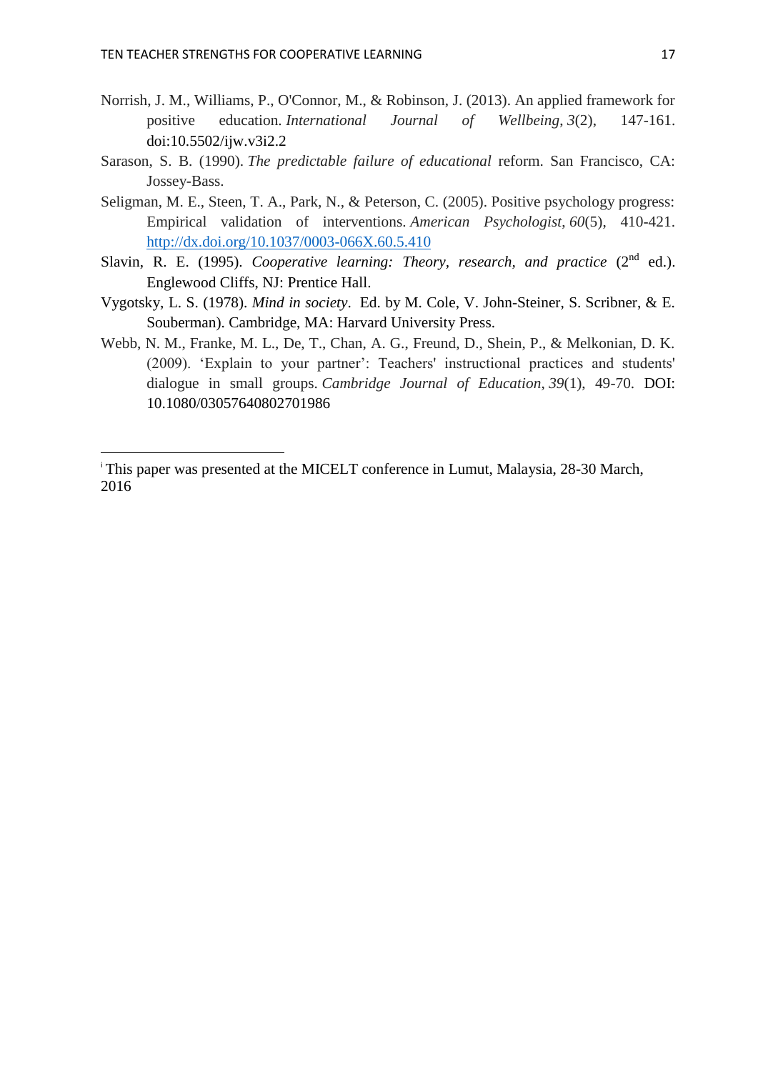Norrish, J. M., Williams, P., O'Connor, M., & Robinson, J. (2013). An applied framework for positive education. *International Journal of Wellbeing*, *3*(2), 147-161. doi:10.5502/ijw.v3i2.2

Sarason, S. B. (1990). *The predictable failure of educational* reform. San Francisco, CA: Jossey-Bass.

Seligman, M. E., Steen, T. A., Park, N., & Peterson, C. (2005). Positive psychology progress: Empirical validation of interventions. *American Psychologist*, *60*(5), 410-421. http://dx.doi.org/10.1037/0003-066X.60.5.410

Slavin, R. E. (1995). *Cooperative learning: Theory, research, and practice* (2nd ed.). Englewood Cliffs, NJ: Prentice Hall.

Vygotsky, L. S. (1978). *Mind in society*. Ed. by M. Cole, V. John-Steiner, S. Scribner, & E. Souberman). Cambridge, MA: Harvard University Press.

Webb, N. M., Franke, M. L., De, T., Chan, A. G., Freund, D., Shein, P., & Melkonian, D. K. (2009). 'Explain to your partner': Teachers' instructional practices and students' dialogue in small groups. *Cambridge Journal of Education*, *39*(1), 49-70. DOI: 10.1080/03057640802701986

---

[i] This paper was presented at the MICELT conference in Lumut, Malaysia, 28-30 March, 2016